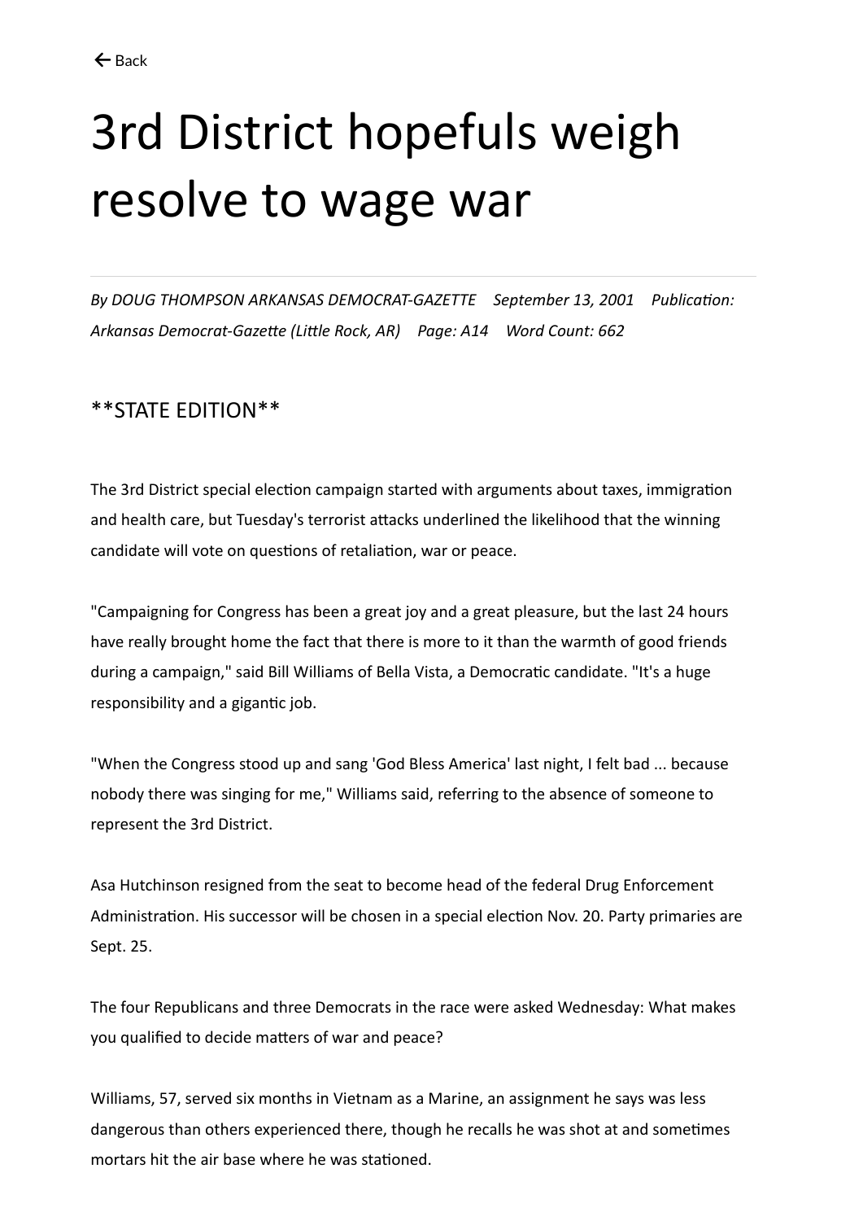← Back

# 3rd District hopefuls weigh resolve to wage war

*By DOUG THOMPSON ARKANSAS DEMOCRAT-GAZETTE    September 13, 2001    Publication: Arkansas Democrat-Gazette (Little Rock, AR)    Page: A14    Word Count: 662*

## **STATE EDITION**

The 3rd District special election campaign started with arguments about taxes, immigration and health care, but Tuesday's terrorist attacks underlined the likelihood that the winning candidate will vote on questions of retaliation, war or peace.

"Campaigning for Congress has been a great joy and a great pleasure, but the last 24 hours have really brought home the fact that there is more to it than the warmth of good friends during a campaign," said Bill Williams of Bella Vista, a Democratic candidate. "It's a huge responsibility and a gigantic job.

"When the Congress stood up and sang 'God Bless America' last night, I felt bad ... because nobody there was singing for me," Williams said, referring to the absence of someone to represent the 3rd District.

Asa Hutchinson resigned from the seat to become head of the federal Drug Enforcement Administration. His successor will be chosen in a special election Nov. 20. Party primaries are Sept. 25.

The four Republicans and three Democrats in the race were asked Wednesday: What makes you qualified to decide matters of war and peace?

Williams, 57, served six months in Vietnam as a Marine, an assignment he says was less dangerous than others experienced there, though he recalls he was shot at and sometimes mortars hit the air base where he was stationed.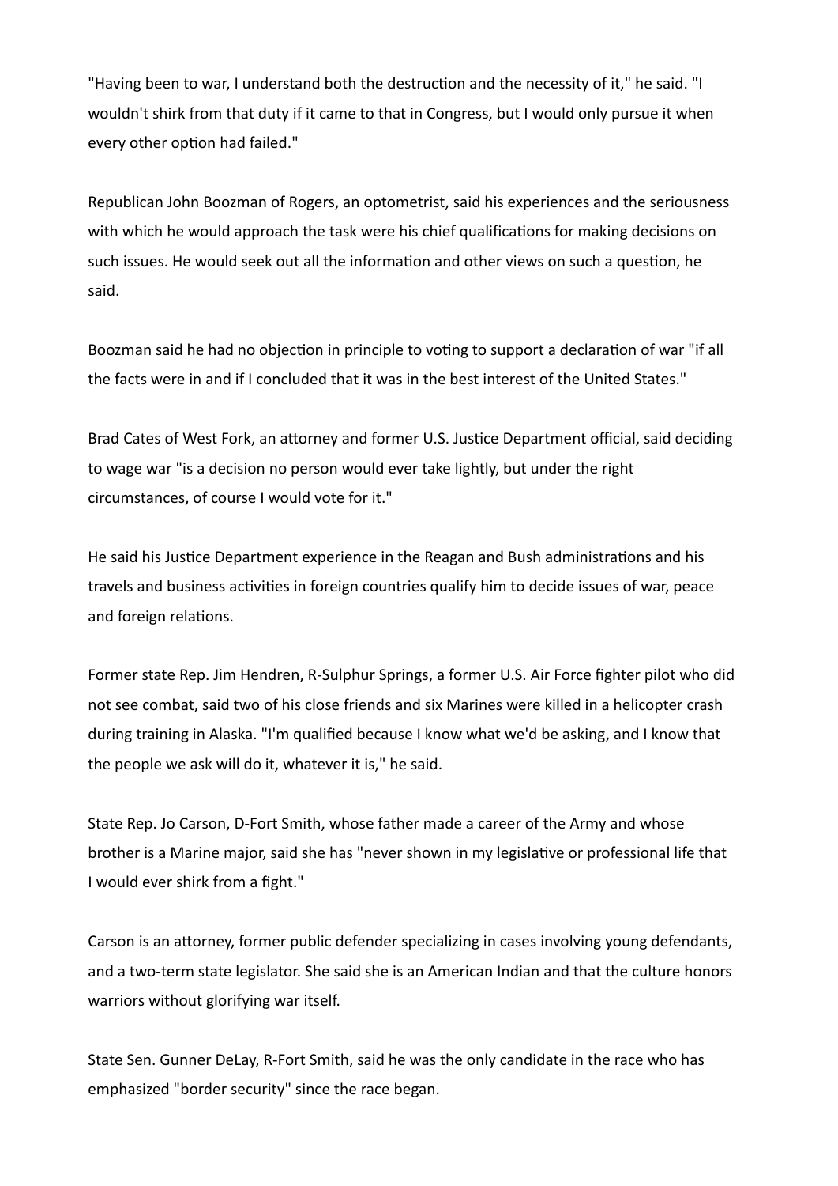"Having been to war, I understand both the destruction and the necessity of it," he said. "I wouldn't shirk from that duty if it came to that in Congress, but I would only pursue it when every other option had failed."

Republican John Boozman of Rogers, an optometrist, said his experiences and the seriousness with which he would approach the task were his chief qualifications for making decisions on such issues. He would seek out all the information and other views on such a question, he said.

Boozman said he had no objection in principle to voting to support a declaration of war "if all the facts were in and if I concluded that it was in the best interest of the United States."

Brad Cates of West Fork, an attorney and former U.S. Justice Department official, said deciding to wage war "is a decision no person would ever take lightly, but under the right circumstances, of course I would vote for it."

He said his Justice Department experience in the Reagan and Bush administrations and his travels and business activities in foreign countries qualify him to decide issues of war, peace and foreign relations.

Former state Rep. Jim Hendren, R-Sulphur Springs, a former U.S. Air Force fighter pilot who did not see combat, said two of his close friends and six Marines were killed in a helicopter crash during training in Alaska. "I'm qualified because I know what we'd be asking, and I know that the people we ask will do it, whatever it is," he said.

State Rep. Jo Carson, D-Fort Smith, whose father made a career of the Army and whose brother is a Marine major, said she has "never shown in my legislative or professional life that I would ever shirk from a fight."

Carson is an attorney, former public defender specializing in cases involving young defendants, and a two-term state legislator. She said she is an American Indian and that the culture honors warriors without glorifying war itself.

State Sen. Gunner DeLay, R-Fort Smith, said he was the only candidate in the race who has emphasized "border security" since the race began.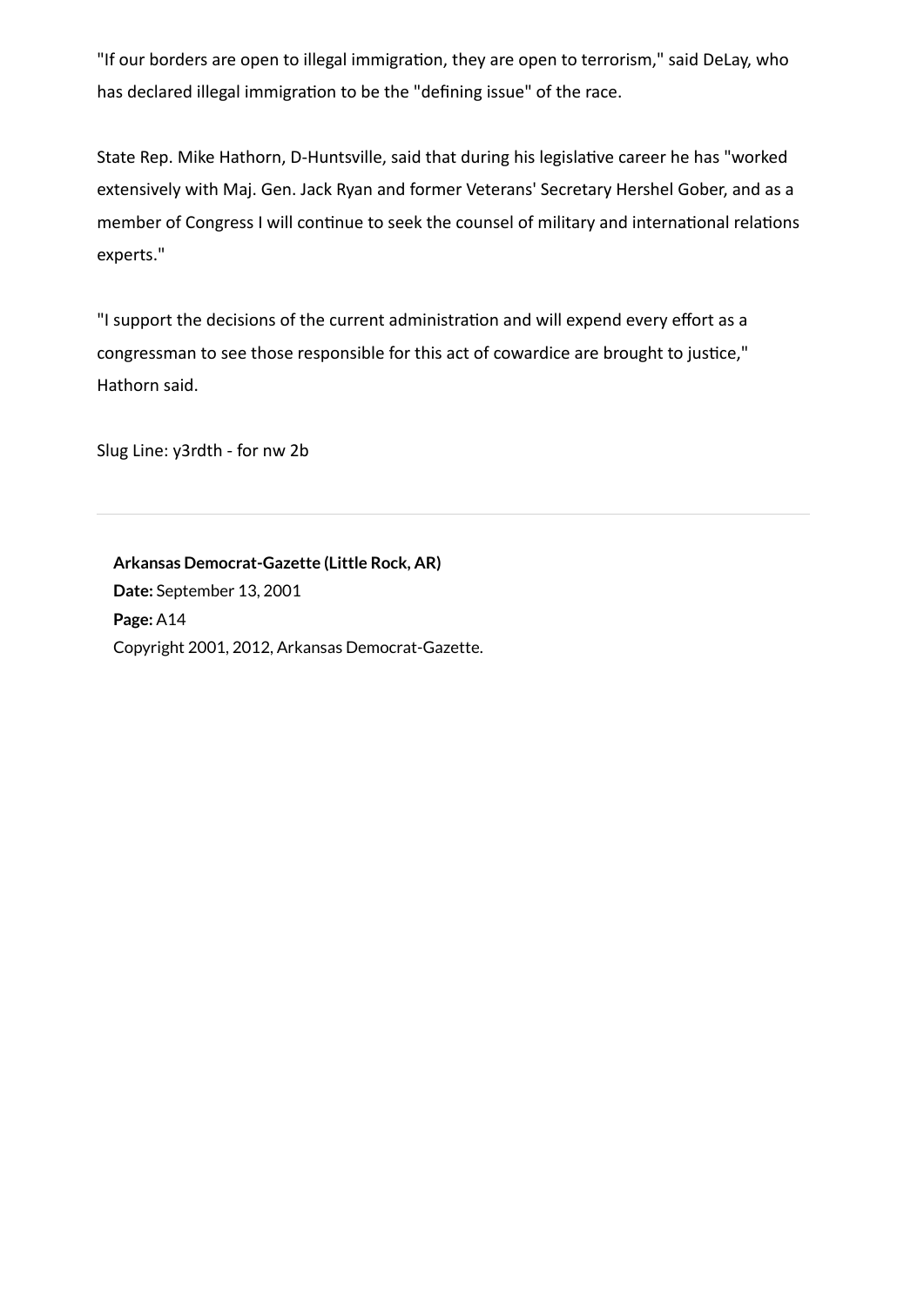"If our borders are open to illegal immigration, they are open to terrorism," said DeLay, who has declared illegal immigration to be the "defining issue" of the race.

State Rep. Mike Hathorn, D-Huntsville, said that during his legislative career he has "worked extensively with Maj. Gen. Jack Ryan and former Veterans' Secretary Hershel Gober, and as a member of Congress I will continue to seek the counsel of military and international relations experts."

"I support the decisions of the current administration and will expend every effort as a congressman to see those responsible for this act of cowardice are brought to justice," Hathorn said.

Slug Line: y3rdth - for nw 2b

---

**Arkansas Democrat-Gazette (Little Rock, AR)**
**Date:** September 13, 2001
**Page:** A14
Copyright 2001, 2012, Arkansas Democrat-Gazette.